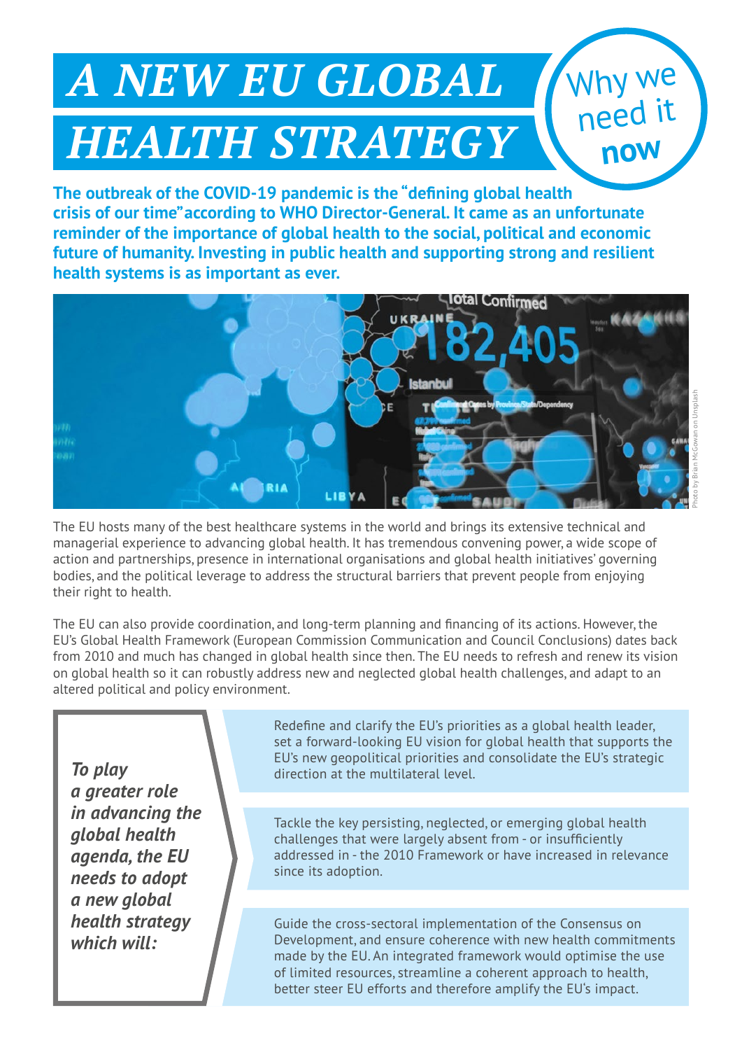# A NEW EU GLOBAL HEALTH STRATEGY

## Why we need it now

**The outbreak of the COVID-19 pandemic is the "defining global health crisis of our time" according to WHO Director-General. It came as an unfortunate reminder of the importance of global health to the social, political and economic future of humanity. Investing in public health and supporting strong and resilient health systems is as important as ever.**

Photo by Brian McGowan on Unsplash

The EU hosts many of the best healthcare systems in the world and brings its extensive technical and managerial experience to advancing global health. It has tremendous convening power, a wide scope of action and partnerships, presence in international organisations and global health initiatives' governing bodies, and the political leverage to address the structural barriers that prevent people from enjoying their right to health.

The EU can also provide coordination, and long-term planning and financing of its actions. However, the EU's Global Health Framework (European Commission Communication and Council Conclusions) dates back from 2010 and much has changed in global health since then. The EU needs to refresh and renew its vision on global health so it can robustly address new and neglected global health challenges, and adapt to an altered political and policy environment.

***To play a greater role in advancing the global health agenda, the EU needs to adopt a new global health strategy which will:***

- Redefine and clarify the EU's priorities as a global health leader, set a forward-looking EU vision for global health that supports the EU's new geopolitical priorities and consolidate the EU's strategic direction at the multilateral level.
- Tackle the key persisting, neglected, or emerging global health challenges that were largely absent from - or insufficiently addressed in - the 2010 Framework or have increased in relevance since its adoption.
- Guide the cross-sectoral implementation of the Consensus on Development, and ensure coherence with new health commitments made by the EU. An integrated framework would optimise the use of limited resources, streamline a coherent approach to health, better steer EU efforts and therefore amplify the EU's impact.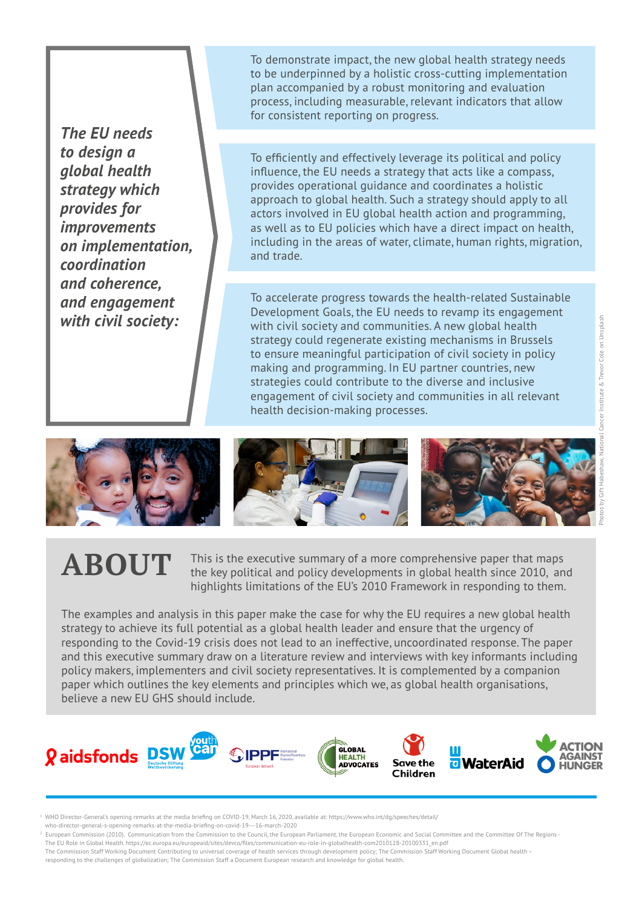*The EU needs to design a global health strategy which provides for improvements on implementation, coordination and coherence, and engagement with civil society:*

To demonstrate impact, the new global health strategy needs to be underpinned by a holistic cross-cutting implementation plan accompanied by a robust monitoring and evaluation process, including measurable, relevant indicators that allow for consistent reporting on progress.

To efficiently and effectively leverage its political and policy influence, the EU needs a strategy that acts like a compass, provides operational guidance and coordinates a holistic approach to global health. Such a strategy should apply to all actors involved in EU global health action and programming, as well as to EU policies which have a direct impact on health, including in the areas of water, climate, human rights, migration, and trade.

To accelerate progress towards the health-related Sustainable Development Goals, the EU needs to revamp its engagement with civil society and communities. A new global health strategy could regenerate existing mechanisms in Brussels to ensure meaningful participation of civil society in policy making and programming. In EU partner countries, new strategies could contribute to the diverse and inclusive engagement of civil society and communities in all relevant health decision-making processes.

Photos by Gift Habeshaw, National Cancer Institute & Trevor Cole on Unsplash

# ABOUT

This is the executive summary of a more comprehensive paper that maps the key political and policy developments in global health since 2010, and highlights limitations of the EU's 2010 Framework in responding to them.

The examples and analysis in this paper make the case for why the EU requires a new global health strategy to achieve its full potential as a global health leader and ensure that the urgency of responding to the Covid-19 crisis does not lead to an ineffective, uncoordinated response. The paper and this executive summary draw on a literature review and interviews with key informants including policy makers, implementers and civil society representatives. It is complemented by a companion paper which outlines the key elements and principles which we, as global health organisations, believe a new EU GHS should include.

aidsfonds · DSW Deutsche Stiftung Weltbevölkerung · youth can · IPPF International Planned Parenthood Federation European Network · Global Health Advocates · Save the Children · WaterAid · Action Against Hunger

[1] WHO Director-General's opening remarks at the media briefing on COVID-19, March 16, 2020, available at: https://www.who.int/dg/speeches/detail/who-director-general-s-opening-remarks-at-the-media-briefing-on-covid-19---16-march-2020

[2] European Commission (2010). Communication from the Commission to the Council, the European Parliament, the European Economic and Social Committee and the Committee Of The Regions - The EU Role in Global Health. https://ec.europa.eu/europeaid/sites/devco/files/communication-eu-role-in-globalhealth-com2010128-20100331_en.pdf
The Commission Staff Working Document Contributing to universal coverage of health services through development policy; The Commission Staff Working Document Global health – responding to the challenges of globalization; The Commission Staff a Document European research and knowledge for global health.